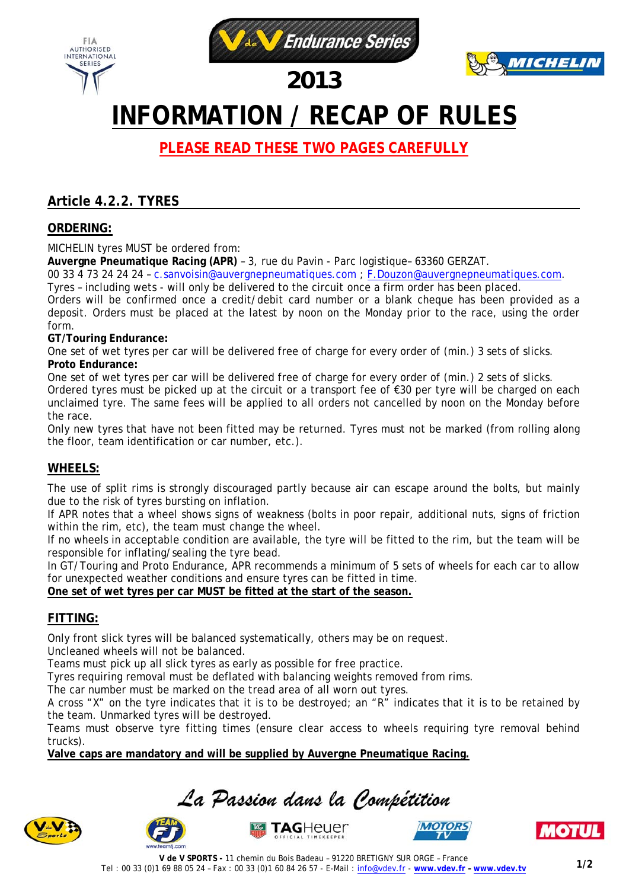2013

# INFORMATION / RECAP OF RULES

**PLEASE READ THESE TWO PAGES CAREFULLY**

## Article 4.2.2. TYRES

### ORDERING:

MICHELIN tyres MUST be ordered from:
**Auvergne Pneumatique Racing (APR)** – 3, rue du Pavin - Parc logistique– 63360 GERZAT.
00 33 4 73 24 24 24 – c.sanvoisin@auvergnepneumatiques.com ; F.Douzon@auvergnepneumatiques.com.
Tyres – including wets - will only be delivered to the circuit once a firm order has been placed.
Orders will be confirmed once a credit/debit card number or a blank cheque has been provided as a deposit. Orders must be placed at the latest by noon on the Monday prior to the race, using the order form.

**GT/Touring Endurance:**
One set of wet tyres per car will be delivered free of charge for every order of (min.) 3 sets of slicks.

**Proto Endurance:**
One set of wet tyres per car will be delivered free of charge for every order of (min.) 2 sets of slicks.
Ordered tyres must be picked up at the circuit or a transport fee of €30 per tyre will be charged on each unclaimed tyre. The same fees will be applied to all orders not cancelled by noon on the Monday before the race.
Only new tyres that have not been fitted may be returned. Tyres must not be marked (from rolling along the floor, team identification or car number, etc.).

### WHEELS:

The use of split rims is strongly discouraged partly because air can escape around the bolts, but mainly due to the risk of tyres bursting on inflation.
If APR notes that a wheel shows signs of weakness (bolts in poor repair, additional nuts, signs of friction within the rim, etc), the team must change the wheel.
If no wheels in acceptable condition are available, the tyre will be fitted to the rim, but the team will be responsible for inflating/sealing the tyre bead.
In GT/Touring and Proto Endurance, APR recommends a minimum of 5 sets of wheels for each car to allow for unexpected weather conditions and ensure tyres can be fitted in time.
**One set of wet tyres per car MUST be fitted at the start of the season.**

### FITTING:

Only front slick tyres will be balanced systematically, others may be on request.
Uncleaned wheels will not be balanced.
Teams must pick up all slick tyres as early as possible for free practice.
Tyres requiring removal must be deflated with balancing weights removed from rims.
The car number must be marked on the tread area of all worn out tyres.
A cross "X" on the tyre indicates that it is to be destroyed; an "R" indicates that it is to be retained by the team. Unmarked tyres will be destroyed.
Teams must observe tyre fitting times (ensure clear access to wheels requiring tyre removal behind trucks).
**Valve caps are mandatory and will be supplied by Auvergne Pneumatique Racing.**

*La Passion dans la Compétition*

**V de V SPORTS -** 11 chemin du Bois Badeau – 91220 BRETIGNY SUR ORGE – France
Tel : 00 33 (0)1 69 88 05 24 – Fax : 00 33 (0)1 60 84 26 57 - E-Mail : info@vdev.fr - **www.vdev.fr – www.vdev.tv**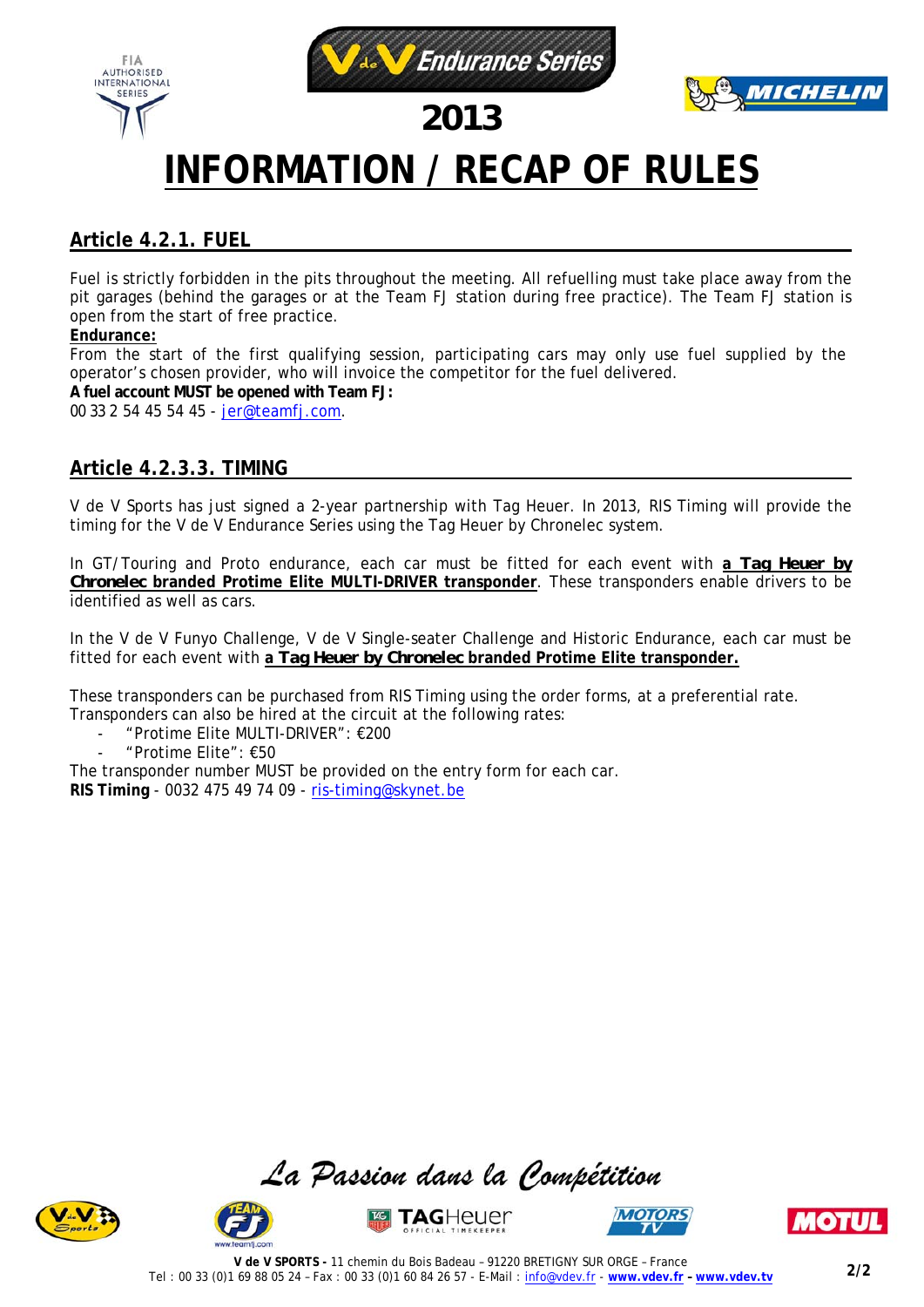2013

# INFORMATION / RECAP OF RULES

## Article 4.2.1. FUEL

Fuel is strictly forbidden in the pits throughout the meeting. All refuelling must take place away from the pit garages (behind the garages or at the Team FJ station during free practice). The Team FJ station is open from the start of free practice.

**Endurance:**

From the start of the first qualifying session, participating cars may only use fuel supplied by the operator's chosen provider, who will invoice the competitor for the fuel delivered.

**A fuel account MUST be opened with Team FJ:**

00 33 2 54 45 54 45 - jer@teamfj.com.

## Article 4.2.3.3. TIMING

V de V Sports has just signed a 2-year partnership with Tag Heuer. In 2013, RIS Timing will provide the timing for the V de V Endurance Series using the Tag Heuer by Chronelec system.

In GT/Touring and Proto endurance, each car must be fitted for each event with **a Tag Heuer by Chronelec branded Protime Elite MULTI-DRIVER transponder**. These transponders enable drivers to be identified as well as cars.

In the V de V Funyo Challenge, V de V Single-seater Challenge and Historic Endurance, each car must be fitted for each event with **a Tag Heuer by Chronelec branded Protime Elite transponder.**

These transponders can be purchased from RIS Timing using the order forms, at a preferential rate.
Transponders can also be hired at the circuit at the following rates:

- "Protime Elite MULTI-DRIVER": €200
- "Protime Elite": €50

The transponder number MUST be provided on the entry form for each car.

**RIS Timing** - 0032 475 49 74 09 - ris-timing@skynet.be

*La Passion dans la Compétition*

**V de V SPORTS -** 11 chemin du Bois Badeau – 91220 BRETIGNY SUR ORGE – France
Tel : 00 33 (0)1 69 88 05 24 – Fax : 00 33 (0)1 60 84 26 57 - E-Mail : info@vdev.fr - **www.vdev.fr** – **www.vdev.tv**